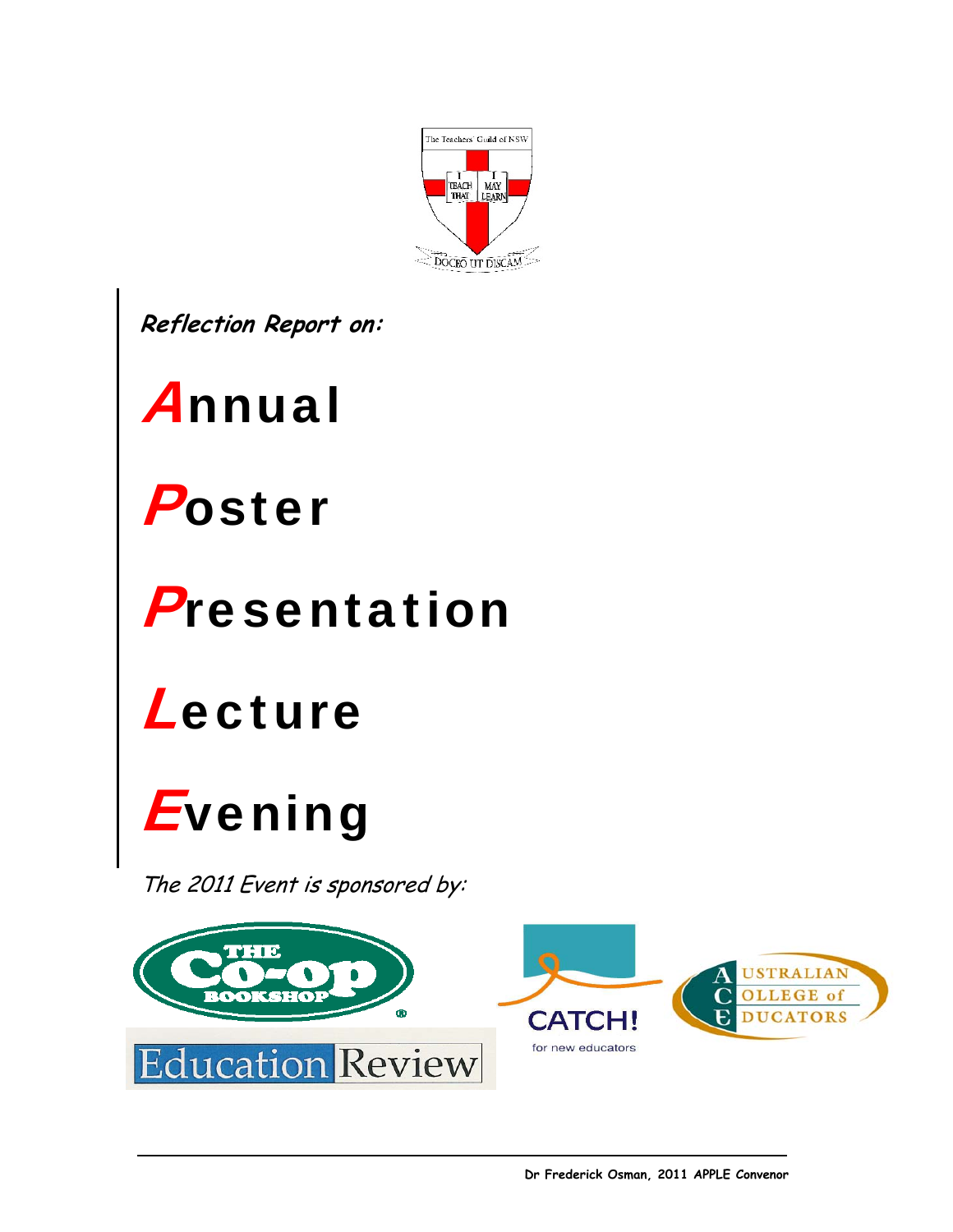The Teachers' Guild of NSW

I TEACH THAT I MAY LEARN

DOCEO UT DISCAM

***Reflection Report on:***

# **A**nnual

# **P**oster

# **P**resentation

# **L**ecture

# **E**vening

*The 2011 Event is sponsored by:*

THE Co-op BOOKSHOP

Education Review

CATCH! for new educators

Australian College of Educators

**Dr Frederick Osman, 2011 APPLE Convenor**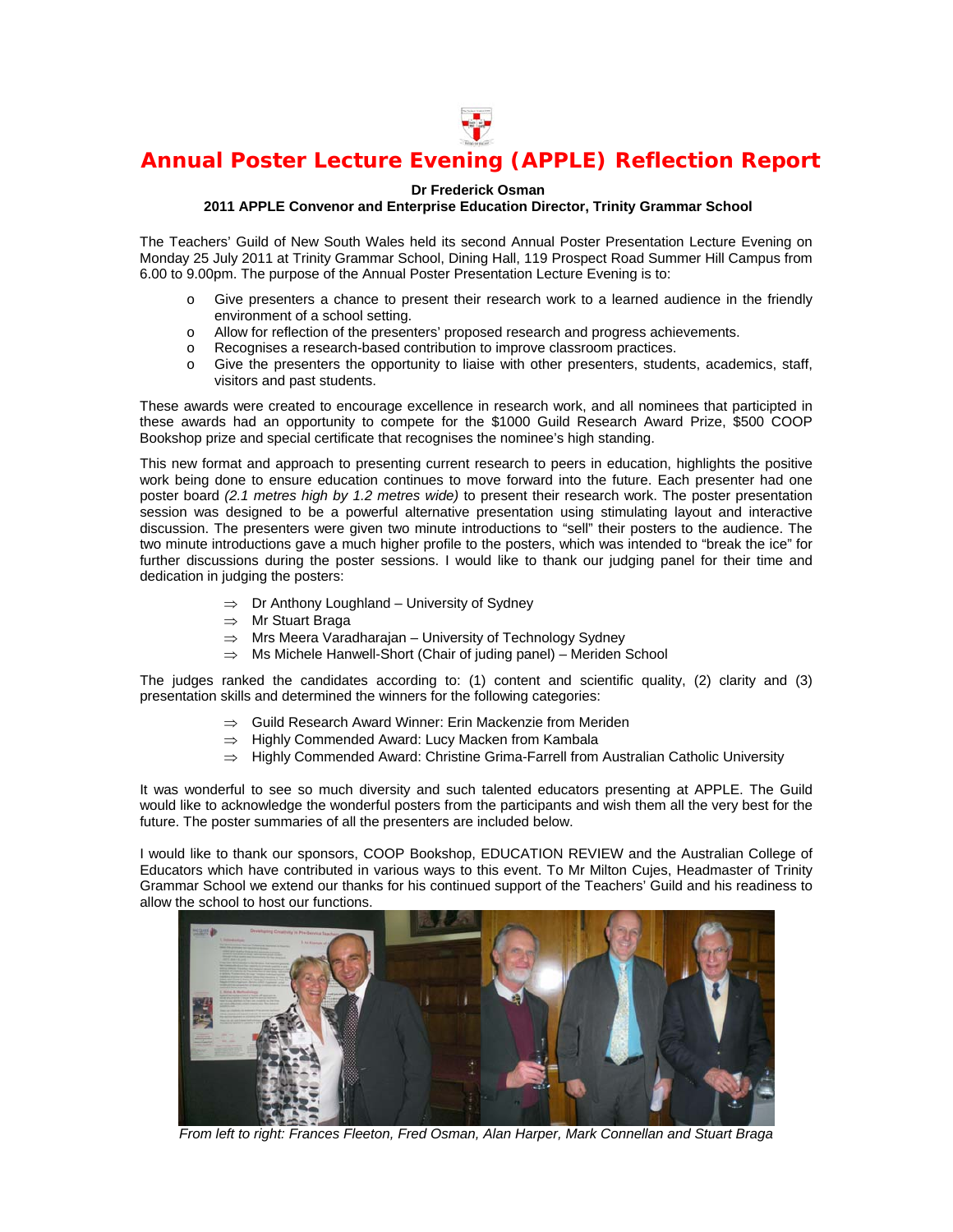# Annual Poster Lecture Evening (APPLE) Reflection Report

**Dr Frederick Osman**
**2011 APPLE Convenor and Enterprise Education Director, Trinity Grammar School**

The Teachers' Guild of New South Wales held its second Annual Poster Presentation Lecture Evening on Monday 25 July 2011 at Trinity Grammar School, Dining Hall, 119 Prospect Road Summer Hill Campus from 6.00 to 9.00pm. The purpose of the Annual Poster Presentation Lecture Evening is to:

- Give presenters a chance to present their research work to a learned audience in the friendly environment of a school setting.
- Allow for reflection of the presenters' proposed research and progress achievements.
- Recognises a research-based contribution to improve classroom practices.
- Give the presenters the opportunity to liaise with other presenters, students, academics, staff, visitors and past students.

These awards were created to encourage excellence in research work, and all nominees that participated in these awards had an opportunity to compete for the $1000 Guild Research Award Prize, $500 COOP Bookshop prize and special certificate that recognises the nominee's high standing.

This new format and approach to presenting current research to peers in education, highlights the positive work being done to ensure education continues to move forward into the future. Each presenter had one poster board *(2.1 metres high by 1.2 metres wide)* to present their research work. The poster presentation session was designed to be a powerful alternative presentation using stimulating layout and interactive discussion. The presenters were given two minute introductions to "sell" their posters to the audience. The two minute introductions gave a much higher profile to the posters, which was intended to "break the ice" for further discussions during the poster sessions. I would like to thank our judging panel for their time and dedication in judging the posters:

- ⇒ Dr Anthony Loughland – University of Sydney
- ⇒ Mr Stuart Braga
- ⇒ Mrs Meera Varadharajan – University of Technology Sydney
- ⇒ Ms Michele Hanwell-Short (Chair of juding panel) – Meriden School

The judges ranked the candidates according to: (1) content and scientific quality, (2) clarity and (3) presentation skills and determined the winners for the following categories:

- ⇒ Guild Research Award Winner: Erin Mackenzie from Meriden
- ⇒ Highly Commended Award: Lucy Macken from Kambala
- ⇒ Highly Commended Award: Christine Grima-Farrell from Australian Catholic University

It was wonderful to see so much diversity and such talented educators presenting at APPLE. The Guild would like to acknowledge the wonderful posters from the participants and wish them all the very best for the future. The poster summaries of all the presenters are included below.

I would like to thank our sponsors, COOP Bookshop, EDUCATION REVIEW and the Australian College of Educators which have contributed in various ways to this event. To Mr Milton Cujes, Headmaster of Trinity Grammar School we extend our thanks for his continued support of the Teachers' Guild and his readiness to allow the school to host our functions.

*From left to right: Frances Fleeton, Fred Osman, Alan Harper, Mark Connellan and Stuart Braga*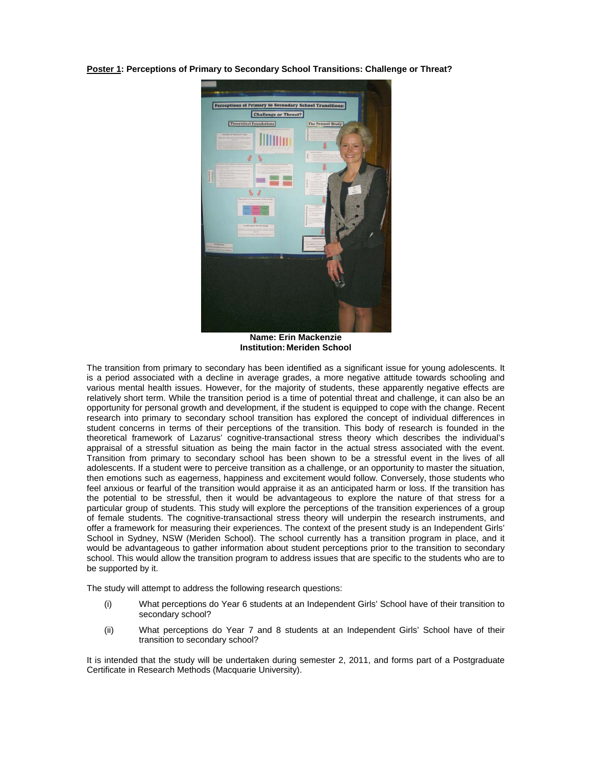**Poster 1: Perceptions of Primary to Secondary School Transitions: Challenge or Threat?**

**Name: Erin Mackenzie**
**Institution: Meriden School**

The transition from primary to secondary has been identified as a significant issue for young adolescents. It is a period associated with a decline in average grades, a more negative attitude towards schooling and various mental health issues. However, for the majority of students, these apparently negative effects are relatively short term. While the transition period is a time of potential threat and challenge, it can also be an opportunity for personal growth and development, if the student is equipped to cope with the change. Recent research into primary to secondary school transition has explored the concept of individual differences in student concerns in terms of their perceptions of the transition. This body of research is founded in the theoretical framework of Lazarus' cognitive-transactional stress theory which describes the individual's appraisal of a stressful situation as being the main factor in the actual stress associated with the event. Transition from primary to secondary school has been shown to be a stressful event in the lives of all adolescents. If a student were to perceive transition as a challenge, or an opportunity to master the situation, then emotions such as eagerness, happiness and excitement would follow. Conversely, those students who feel anxious or fearful of the transition would appraise it as an anticipated harm or loss. If the transition has the potential to be stressful, then it would be advantageous to explore the nature of that stress for a particular group of students. This study will explore the perceptions of the transition experiences of a group of female students. The cognitive-transactional stress theory will underpin the research instruments, and offer a framework for measuring their experiences. The context of the present study is an Independent Girls' School in Sydney, NSW (Meriden School). The school currently has a transition program in place, and it would be advantageous to gather information about student perceptions prior to the transition to secondary school. This would allow the transition program to address issues that are specific to the students who are to be supported by it.

The study will attempt to address the following research questions:

(i) What perceptions do Year 6 students at an Independent Girls' School have of their transition to secondary school?

(ii) What perceptions do Year 7 and 8 students at an Independent Girls' School have of their transition to secondary school?

It is intended that the study will be undertaken during semester 2, 2011, and forms part of a Postgraduate Certificate in Research Methods (Macquarie University).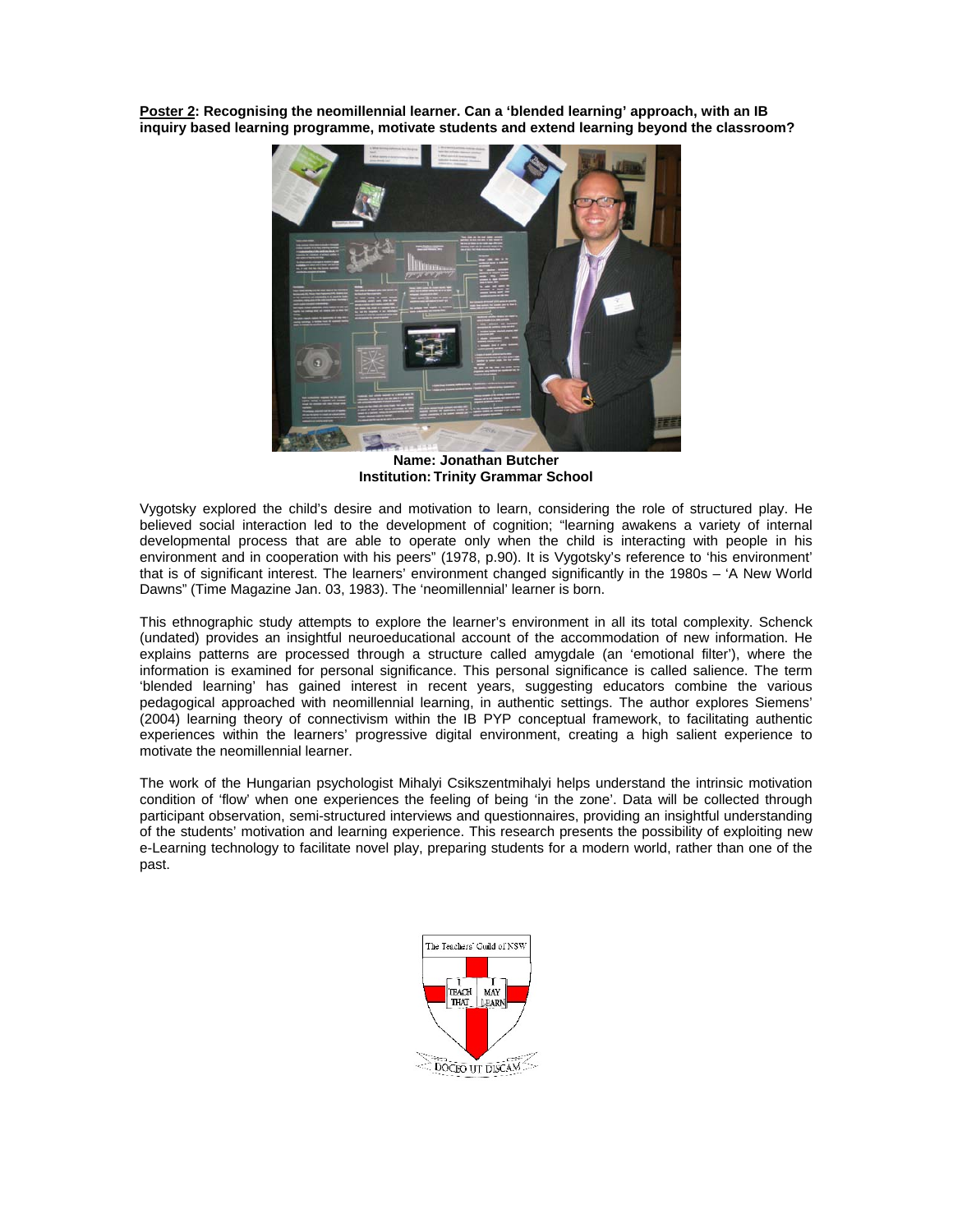**Poster 2: Recognising the neomillennial learner. Can a 'blended learning' approach, with an IB inquiry based learning programme, motivate students and extend learning beyond the classroom?**

**Name: Jonathan Butcher**
**Institution: Trinity Grammar School**

Vygotsky explored the child's desire and motivation to learn, considering the role of structured play. He believed social interaction led to the development of cognition; "learning awakens a variety of internal developmental process that are able to operate only when the child is interacting with people in his environment and in cooperation with his peers" (1978, p.90). It is Vygotsky's reference to 'his environment' that is of significant interest. The learners' environment changed significantly in the 1980s – 'A New World Dawns" (Time Magazine Jan. 03, 1983). The 'neomillennial' learner is born.

This ethnographic study attempts to explore the learner's environment in all its total complexity. Schenck (undated) provides an insightful neuroeducational account of the accommodation of new information. He explains patterns are processed through a structure called amygdale (an 'emotional filter'), where the information is examined for personal significance. This personal significance is called salience. The term 'blended learning' has gained interest in recent years, suggesting educators combine the various pedagogical approached with neomillennial learning, in authentic settings. The author explores Siemens' (2004) learning theory of connectivism within the IB PYP conceptual framework, to facilitating authentic experiences within the learners' progressive digital environment, creating a high salient experience to motivate the neomillennial learner.

The work of the Hungarian psychologist Mihalyi Csikszentmihalyi helps understand the intrinsic motivation condition of 'flow' when one experiences the feeling of being 'in the zone'. Data will be collected through participant observation, semi-structured interviews and questionnaires, providing an insightful understanding of the students' motivation and learning experience. This research presents the possibility of exploiting new e-Learning technology to facilitate novel play, preparing students for a modern world, rather than one of the past.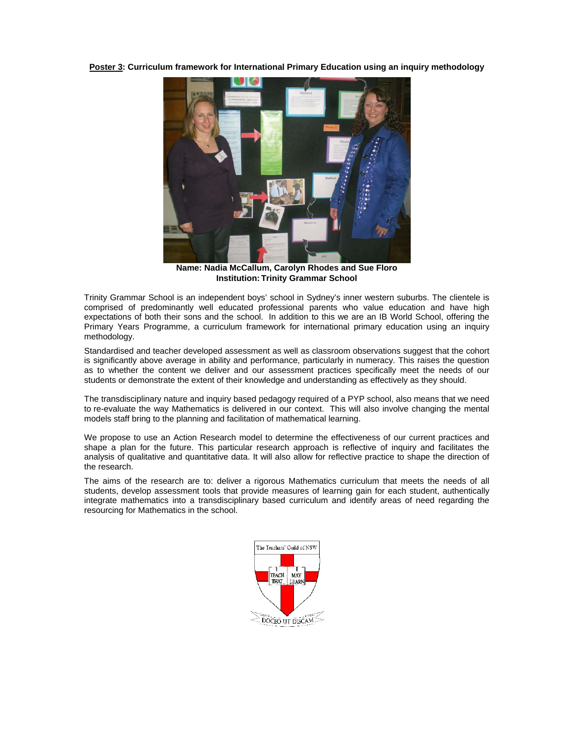**Poster 3: Curriculum framework for International Primary Education using an inquiry methodology**

**Name: Nadia McCallum, Carolyn Rhodes and Sue Floro**
**Institution: Trinity Grammar School**

Trinity Grammar School is an independent boys' school in Sydney's inner western suburbs. The clientele is comprised of predominantly well educated professional parents who value education and have high expectations of both their sons and the school. In addition to this we are an IB World School, offering the Primary Years Programme, a curriculum framework for international primary education using an inquiry methodology.

Standardised and teacher developed assessment as well as classroom observations suggest that the cohort is significantly above average in ability and performance, particularly in numeracy. This raises the question as to whether the content we deliver and our assessment practices specifically meet the needs of our students or demonstrate the extent of their knowledge and understanding as effectively as they should.

The transdisciplinary nature and inquiry based pedagogy required of a PYP school, also means that we need to re-evaluate the way Mathematics is delivered in our context. This will also involve changing the mental models staff bring to the planning and facilitation of mathematical learning.

We propose to use an Action Research model to determine the effectiveness of our current practices and shape a plan for the future. This particular research approach is reflective of inquiry and facilitates the analysis of qualitative and quantitative data. It will also allow for reflective practice to shape the direction of the research.

The aims of the research are to: deliver a rigorous Mathematics curriculum that meets the needs of all students, develop assessment tools that provide measures of learning gain for each student, authentically integrate mathematics into a transdisciplinary based curriculum and identify areas of need regarding the resourcing for Mathematics in the school.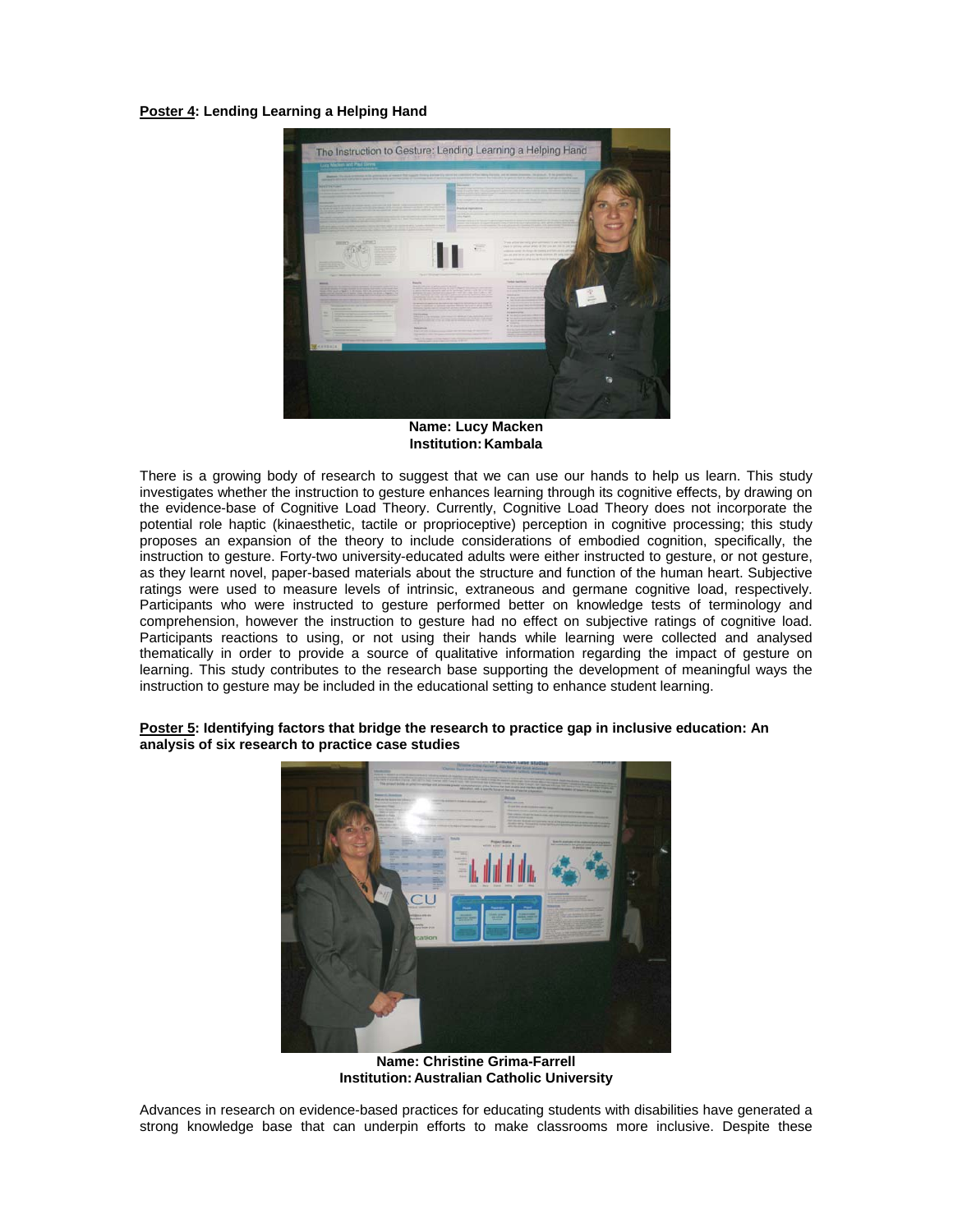**<u>Poster 4</u>: Lending Learning a Helping Hand**

**Name: Lucy Macken**
**Institution: Kambala**

There is a growing body of research to suggest that we can use our hands to help us learn. This study investigates whether the instruction to gesture enhances learning through its cognitive effects, by drawing on the evidence-base of Cognitive Load Theory. Currently, Cognitive Load Theory does not incorporate the potential role haptic (kinaesthetic, tactile or proprioceptive) perception in cognitive processing; this study proposes an expansion of the theory to include considerations of embodied cognition, specifically, the instruction to gesture. Forty-two university-educated adults were either instructed to gesture, or not gesture, as they learnt novel, paper-based materials about the structure and function of the human heart. Subjective ratings were used to measure levels of intrinsic, extraneous and germane cognitive load, respectively. Participants who were instructed to gesture performed better on knowledge tests of terminology and comprehension, however the instruction to gesture had no effect on subjective ratings of cognitive load. Participants reactions to using, or not using their hands while learning were collected and analysed thematically in order to provide a source of qualitative information regarding the impact of gesture on learning. This study contributes to the research base supporting the development of meaningful ways the instruction to gesture may be included in the educational setting to enhance student learning.

**<u>Poster 5</u>: Identifying factors that bridge the research to practice gap in inclusive education: An analysis of six research to practice case studies**

**Name: Christine Grima-Farrell**
**Institution: Australian Catholic University**

Advances in research on evidence-based practices for educating students with disabilities have generated a strong knowledge base that can underpin efforts to make classrooms more inclusive. Despite these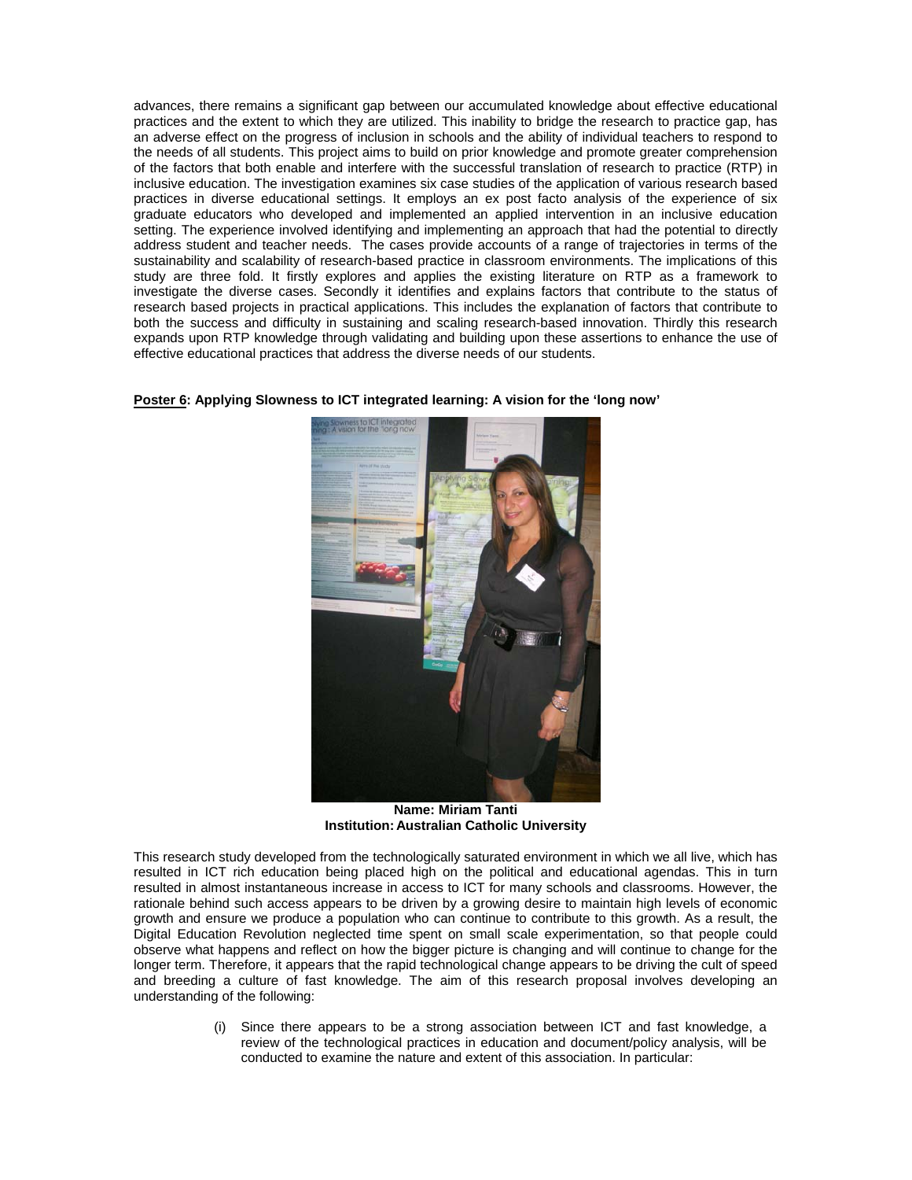advances, there remains a significant gap between our accumulated knowledge about effective educational practices and the extent to which they are utilized. This inability to bridge the research to practice gap, has an adverse effect on the progress of inclusion in schools and the ability of individual teachers to respond to the needs of all students. This project aims to build on prior knowledge and promote greater comprehension of the factors that both enable and interfere with the successful translation of research to practice (RTP) in inclusive education. The investigation examines six case studies of the application of various research based practices in diverse educational settings. It employs an ex post facto analysis of the experience of six graduate educators who developed and implemented an applied intervention in an inclusive education setting. The experience involved identifying and implementing an approach that had the potential to directly address student and teacher needs. The cases provide accounts of a range of trajectories in terms of the sustainability and scalability of research-based practice in classroom environments. The implications of this study are three fold. It firstly explores and applies the existing literature on RTP as a framework to investigate the diverse cases. Secondly it identifies and explains factors that contribute to the status of research based projects in practical applications. This includes the explanation of factors that contribute to both the success and difficulty in sustaining and scaling research-based innovation. Thirdly this research expands upon RTP knowledge through validating and building upon these assertions to enhance the use of effective educational practices that address the diverse needs of our students.

**<u>Poster 6</u>: Applying Slowness to ICT integrated learning: A vision for the 'long now'**

**Name: Miriam Tanti**
**Institution: Australian Catholic University**

This research study developed from the technologically saturated environment in which we all live, which has resulted in ICT rich education being placed high on the political and educational agendas. This in turn resulted in almost instantaneous increase in access to ICT for many schools and classrooms. However, the rationale behind such access appears to be driven by a growing desire to maintain high levels of economic growth and ensure we produce a population who can continue to contribute to this growth. As a result, the Digital Education Revolution neglected time spent on small scale experimentation, so that people could observe what happens and reflect on how the bigger picture is changing and will continue to change for the longer term. Therefore, it appears that the rapid technological change appears to be driving the cult of speed and breeding a culture of fast knowledge. The aim of this research proposal involves developing an understanding of the following:

(i) Since there appears to be a strong association between ICT and fast knowledge, a review of the technological practices in education and document/policy analysis, will be conducted to examine the nature and extent of this association. In particular: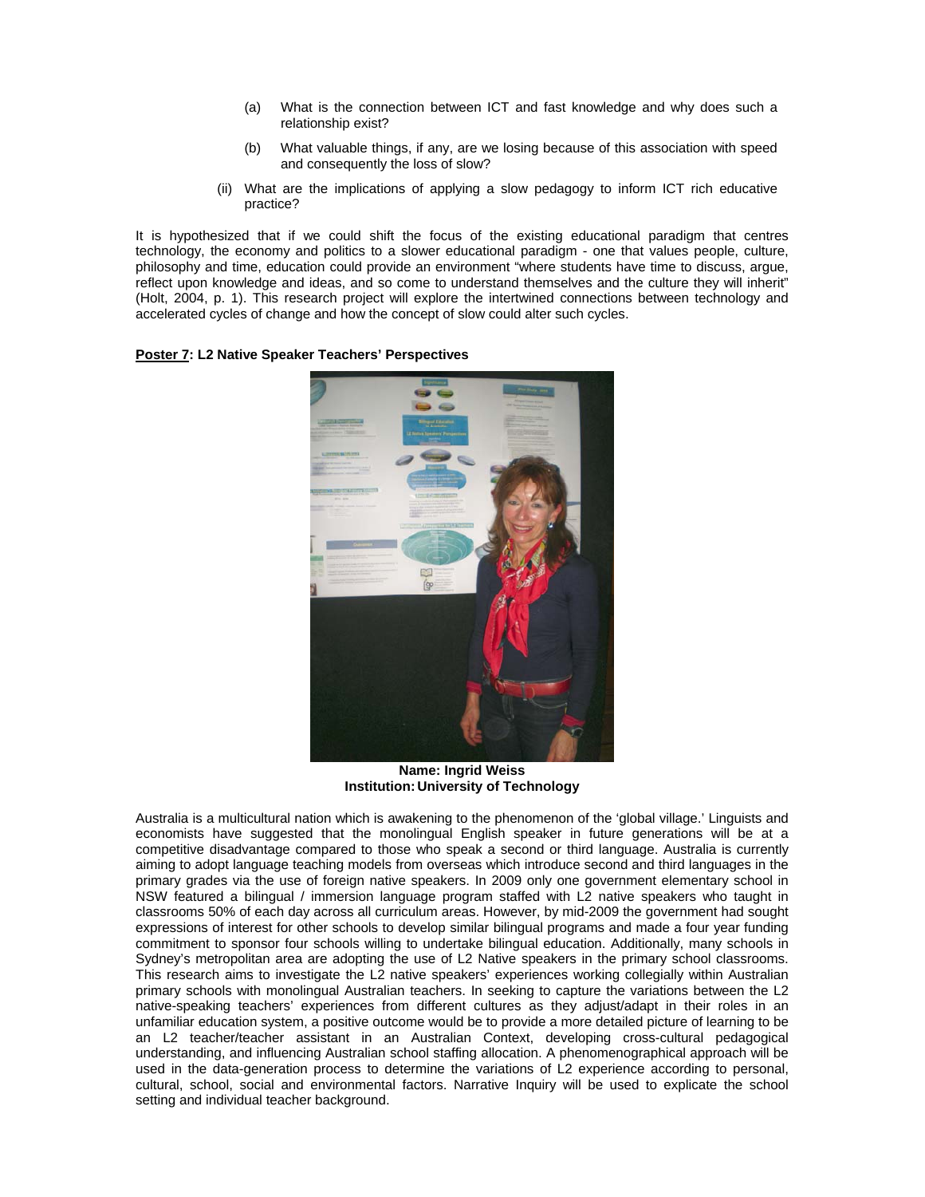(a) What is the connection between ICT and fast knowledge and why does such a relationship exist?

(b) What valuable things, if any, are we losing because of this association with speed and consequently the loss of slow?

(ii) What are the implications of applying a slow pedagogy to inform ICT rich educative practice?

It is hypothesized that if we could shift the focus of the existing educational paradigm that centres technology, the economy and politics to a slower educational paradigm - one that values people, culture, philosophy and time, education could provide an environment "where students have time to discuss, argue, reflect upon knowledge and ideas, and so come to understand themselves and the culture they will inherit" (Holt, 2004, p. 1). This research project will explore the intertwined connections between technology and accelerated cycles of change and how the concept of slow could alter such cycles.

**Poster 7: L2 Native Speaker Teachers' Perspectives**

**Name: Ingrid Weiss**
**Institution: University of Technology**

Australia is a multicultural nation which is awakening to the phenomenon of the 'global village.' Linguists and economists have suggested that the monolingual English speaker in future generations will be at a competitive disadvantage compared to those who speak a second or third language. Australia is currently aiming to adopt language teaching models from overseas which introduce second and third languages in the primary grades via the use of foreign native speakers. In 2009 only one government elementary school in NSW featured a bilingual / immersion language program staffed with L2 native speakers who taught in classrooms 50% of each day across all curriculum areas. However, by mid-2009 the government had sought expressions of interest for other schools to develop similar bilingual programs and made a four year funding commitment to sponsor four schools willing to undertake bilingual education. Additionally, many schools in Sydney's metropolitan area are adopting the use of L2 Native speakers in the primary school classrooms. This research aims to investigate the L2 native speakers' experiences working collegially within Australian primary schools with monolingual Australian teachers. In seeking to capture the variations between the L2 native-speaking teachers' experiences from different cultures as they adjust/adapt in their roles in an unfamiliar education system, a positive outcome would be to provide a more detailed picture of learning to be an L2 teacher/teacher assistant in an Australian Context, developing cross-cultural pedagogical understanding, and influencing Australian school staffing allocation. A phenomenographical approach will be used in the data-generation process to determine the variations of L2 experience according to personal, cultural, school, social and environmental factors. Narrative Inquiry will be used to explicate the school setting and individual teacher background.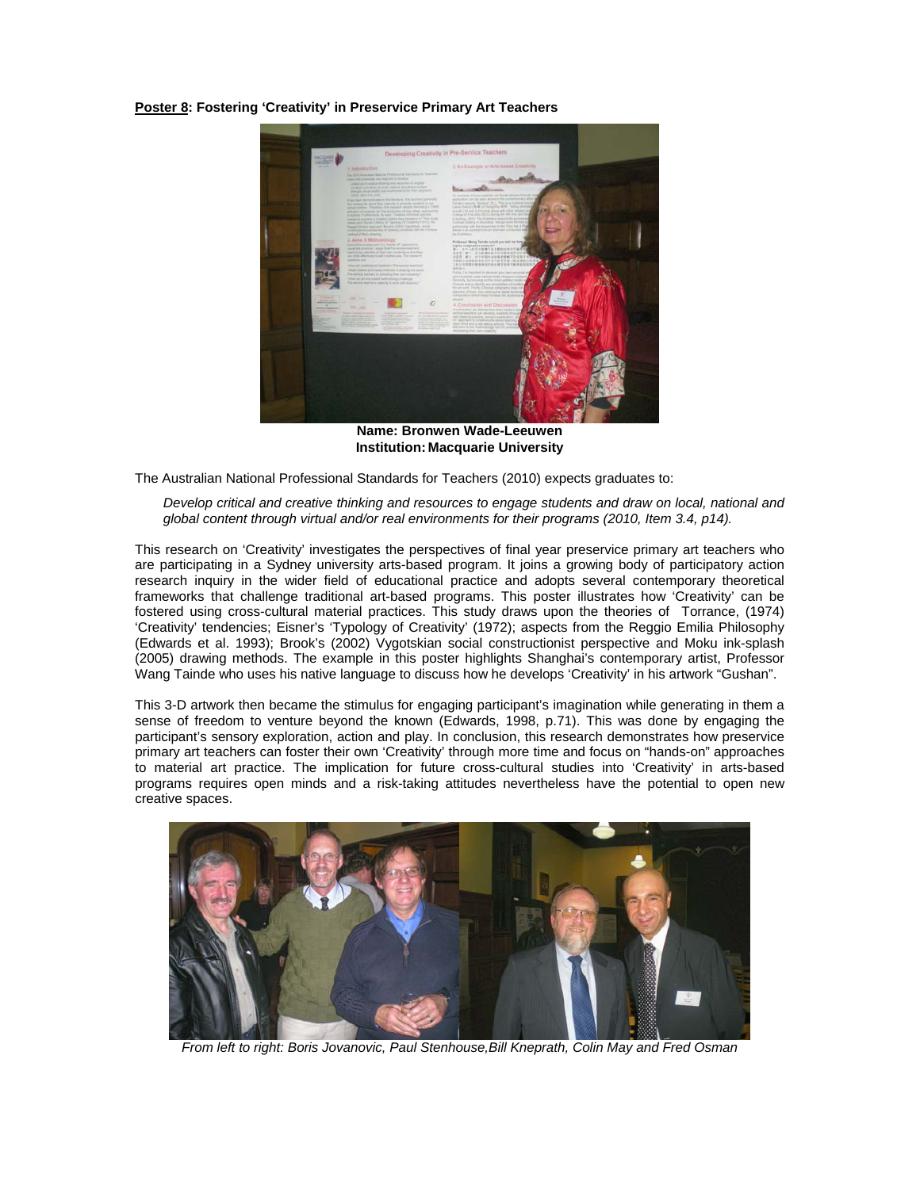**Poster 8: Fostering 'Creativity' in Preservice Primary Art Teachers**

**Name: Bronwen Wade-Leeuwen**
**Institution: Macquarie University**

The Australian National Professional Standards for Teachers (2010) expects graduates to:

> *Develop critical and creative thinking and resources to engage students and draw on local, national and global content through virtual and/or real environments for their programs (2010, Item 3.4, p14).*

This research on 'Creativity' investigates the perspectives of final year preservice primary art teachers who are participating in a Sydney university arts-based program. It joins a growing body of participatory action research inquiry in the wider field of educational practice and adopts several contemporary theoretical frameworks that challenge traditional art-based programs. This poster illustrates how 'Creativity' can be fostered using cross-cultural material practices. This study draws upon the theories of Torrance, (1974) 'Creativity' tendencies; Eisner's 'Typology of Creativity' (1972); aspects from the Reggio Emilia Philosophy (Edwards et al. 1993); Brook's (2002) Vygotskian social constructionist perspective and Moku ink-splash (2005) drawing methods. The example in this poster highlights Shanghai's contemporary artist, Professor Wang Tainde who uses his native language to discuss how he develops 'Creativity' in his artwork "Gushan".

This 3-D artwork then became the stimulus for engaging participant's imagination while generating in them a sense of freedom to venture beyond the known (Edwards, 1998, p.71). This was done by engaging the participant's sensory exploration, action and play. In conclusion, this research demonstrates how preservice primary art teachers can foster their own 'Creativity' through more time and focus on "hands-on" approaches to material art practice. The implication for future cross-cultural studies into 'Creativity' in arts-based programs requires open minds and a risk-taking attitudes nevertheless have the potential to open new creative spaces.

*From left to right: Boris Jovanovic, Paul Stenhouse,Bill Kneprath, Colin May and Fred Osman*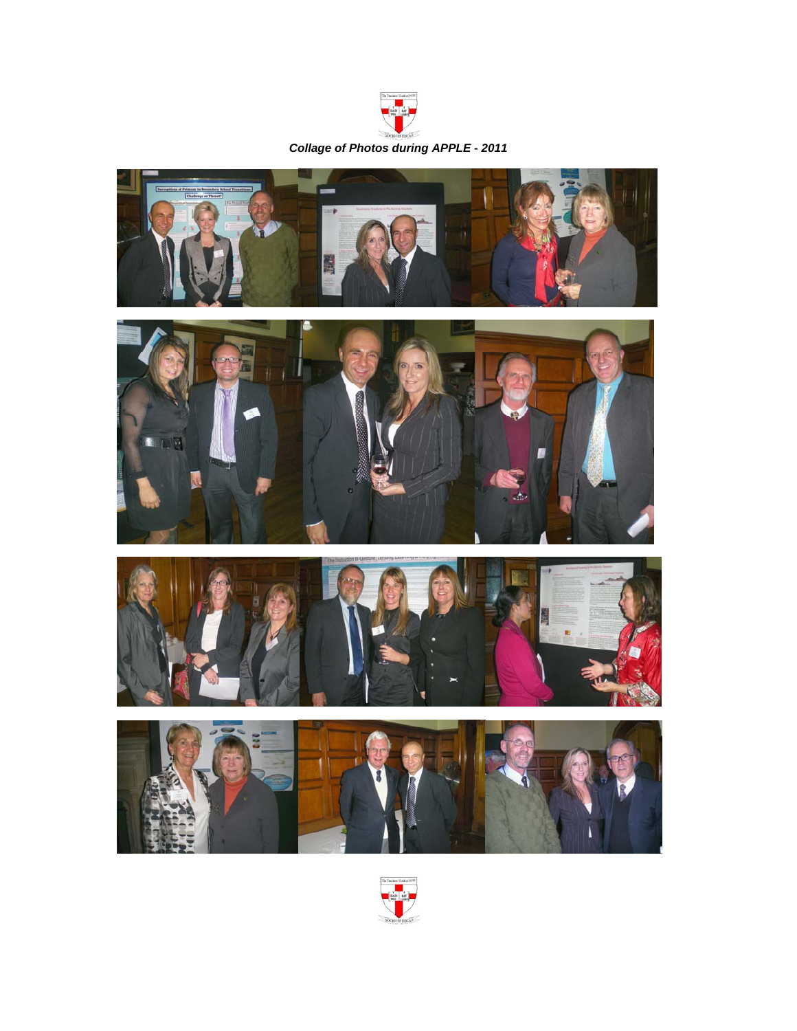***Collage of Photos during APPLE - 2011***